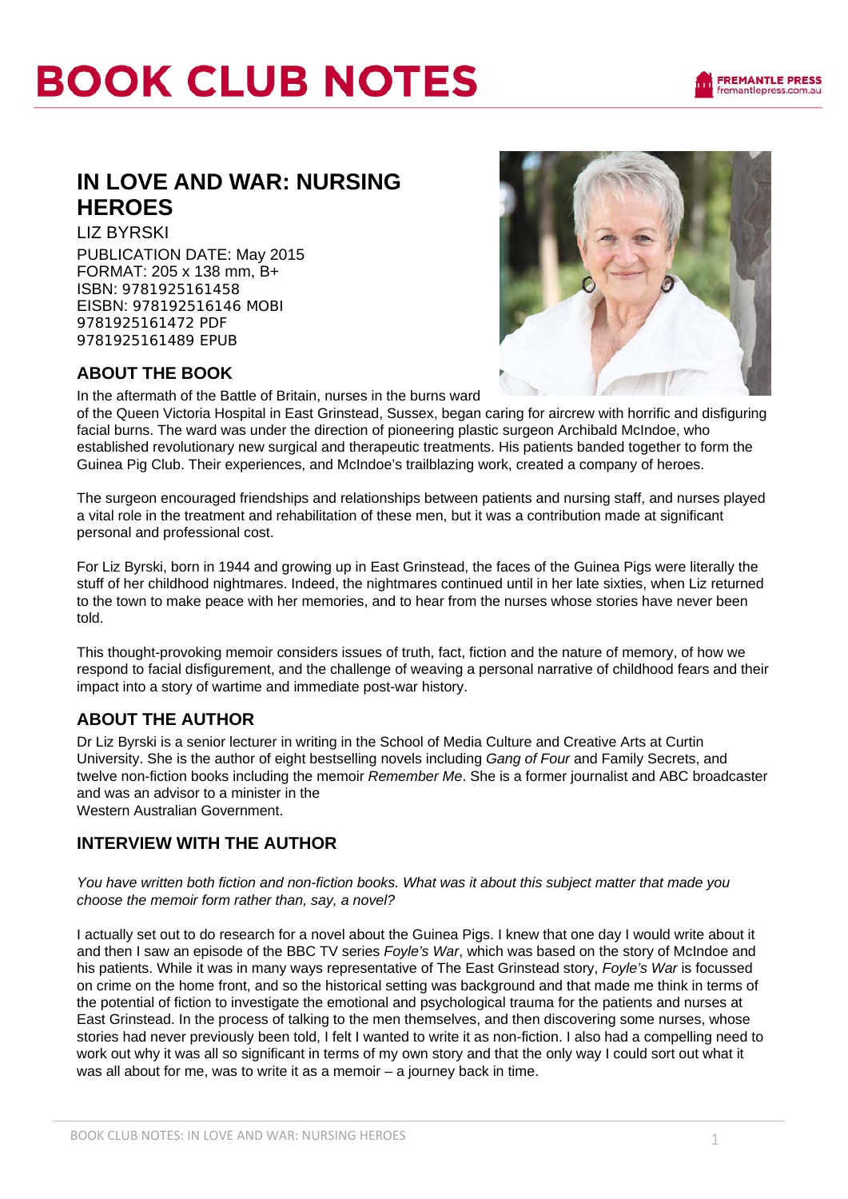# BOOK CLUB NOTES

## IN LOVE AND WAR: NURSING HEROES

LIZ BYRSKI

PUBLICATION DATE: May 2015
FORMAT: 205 x 138 mm, B+
ISBN: 9781925161458
EISBN: 978192516146 MOBI
9781925161472 PDF
9781925161489 EPUB

### ABOUT THE BOOK

In the aftermath of the Battle of Britain, nurses in the burns ward of the Queen Victoria Hospital in East Grinstead, Sussex, began caring for aircrew with horrific and disfiguring facial burns. The ward was under the direction of pioneering plastic surgeon Archibald McIndoe, who established revolutionary new surgical and therapeutic treatments. His patients banded together to form the Guinea Pig Club. Their experiences, and McIndoe's trailblazing work, created a company of heroes.

The surgeon encouraged friendships and relationships between patients and nursing staff, and nurses played a vital role in the treatment and rehabilitation of these men, but it was a contribution made at significant personal and professional cost.

For Liz Byrski, born in 1944 and growing up in East Grinstead, the faces of the Guinea Pigs were literally the stuff of her childhood nightmares. Indeed, the nightmares continued until in her late sixties, when Liz returned to the town to make peace with her memories, and to hear from the nurses whose stories have never been told.

This thought-provoking memoir considers issues of truth, fact, fiction and the nature of memory, of how we respond to facial disfigurement, and the challenge of weaving a personal narrative of childhood fears and their impact into a story of wartime and immediate post-war history.

### ABOUT THE AUTHOR

Dr Liz Byrski is a senior lecturer in writing in the School of Media Culture and Creative Arts at Curtin University. She is the author of eight bestselling novels including *Gang of Four* and Family Secrets, and twelve non-fiction books including the memoir *Remember Me*. She is a former journalist and ABC broadcaster and was an advisor to a minister in the Western Australian Government.

### INTERVIEW WITH THE AUTHOR

*You have written both fiction and non-fiction books. What was it about this subject matter that made you choose the memoir form rather than, say, a novel?*

I actually set out to do research for a novel about the Guinea Pigs. I knew that one day I would write about it and then I saw an episode of the BBC TV series *Foyle's War*, which was based on the story of McIndoe and his patients. While it was in many ways representative of The East Grinstead story, *Foyle's War* is focussed on crime on the home front, and so the historical setting was background and that made me think in terms of the potential of fiction to investigate the emotional and psychological trauma for the patients and nurses at East Grinstead. In the process of talking to the men themselves, and then discovering some nurses, whose stories had never previously been told, I felt I wanted to write it as non-fiction. I also had a compelling need to work out why it was all so significant in terms of my own story and that the only way I could sort out what it was all about for me, was to write it as a memoir – a journey back in time.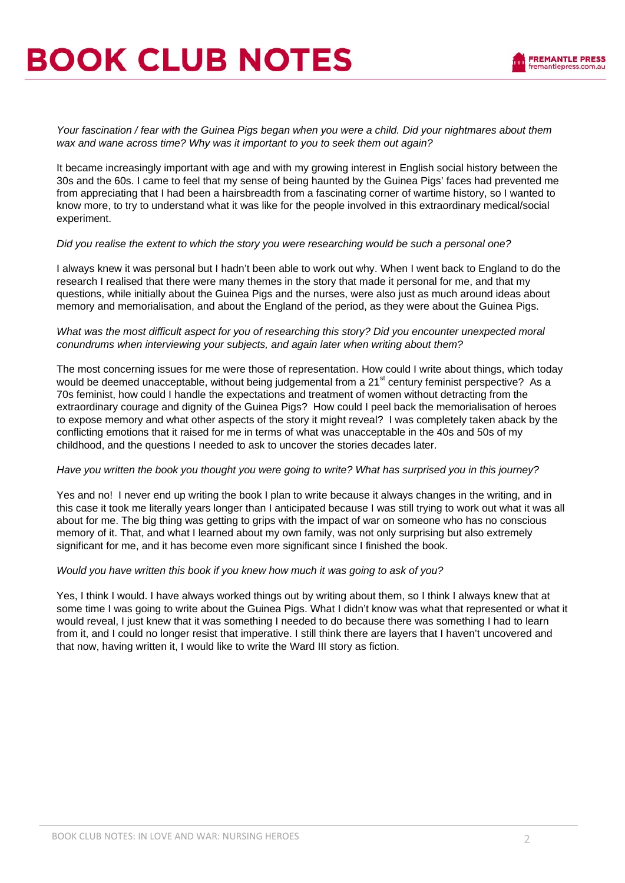*Your fascination / fear with the Guinea Pigs began when you were a child. Did your nightmares about them wax and wane across time? Why was it important to you to seek them out again?*

It became increasingly important with age and with my growing interest in English social history between the 30s and the 60s. I came to feel that my sense of being haunted by the Guinea Pigs' faces had prevented me from appreciating that I had been a hairsbreadth from a fascinating corner of wartime history, so I wanted to know more, to try to understand what it was like for the people involved in this extraordinary medical/social experiment.

*Did you realise the extent to which the story you were researching would be such a personal one?*

I always knew it was personal but I hadn't been able to work out why. When I went back to England to do the research I realised that there were many themes in the story that made it personal for me, and that my questions, while initially about the Guinea Pigs and the nurses, were also just as much around ideas about memory and memorialisation, and about the England of the period, as they were about the Guinea Pigs.

*What was the most difficult aspect for you of researching this story? Did you encounter unexpected moral conundrums when interviewing your subjects, and again later when writing about them?*

The most concerning issues for me were those of representation. How could I write about things, which today would be deemed unacceptable, without being judgemental from a 21st century feminist perspective? As a 70s feminist, how could I handle the expectations and treatment of women without detracting from the extraordinary courage and dignity of the Guinea Pigs? How could I peel back the memorialisation of heroes to expose memory and what other aspects of the story it might reveal? I was completely taken aback by the conflicting emotions that it raised for me in terms of what was unacceptable in the 40s and 50s of my childhood, and the questions I needed to ask to uncover the stories decades later.

*Have you written the book you thought you were going to write? What has surprised you in this journey?*

Yes and no! I never end up writing the book I plan to write because it always changes in the writing, and in this case it took me literally years longer than I anticipated because I was still trying to work out what it was all about for me. The big thing was getting to grips with the impact of war on someone who has no conscious memory of it. That, and what I learned about my own family, was not only surprising but also extremely significant for me, and it has become even more significant since I finished the book.

*Would you have written this book if you knew how much it was going to ask of you?*

Yes, I think I would. I have always worked things out by writing about them, so I think I always knew that at some time I was going to write about the Guinea Pigs. What I didn't know was what that represented or what it would reveal, I just knew that it was something I needed to do because there was something I had to learn from it, and I could no longer resist that imperative. I still think there are layers that I haven't uncovered and that now, having written it, I would like to write the Ward III story as fiction.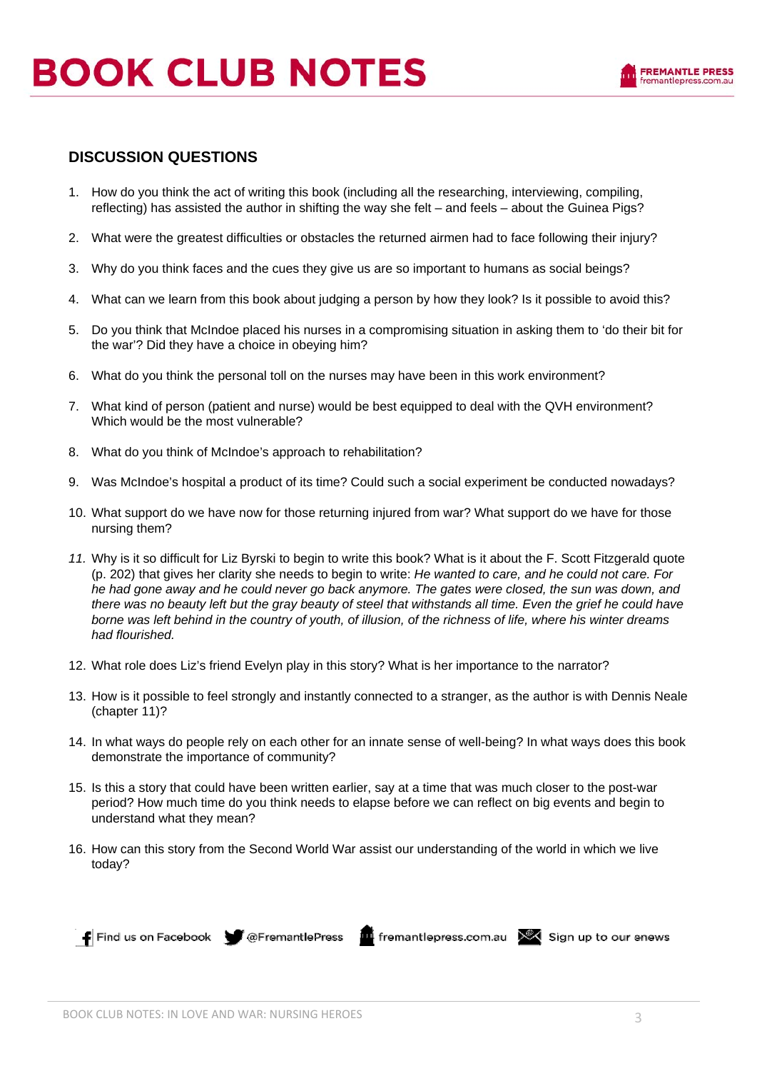# BOOK CLUB NOTES

## DISCUSSION QUESTIONS

1. How do you think the act of writing this book (including all the researching, interviewing, compiling, reflecting) has assisted the author in shifting the way she felt – and feels – about the Guinea Pigs?
2. What were the greatest difficulties or obstacles the returned airmen had to face following their injury?
3. Why do you think faces and the cues they give us are so important to humans as social beings?
4. What can we learn from this book about judging a person by how they look? Is it possible to avoid this?
5. Do you think that McIndoe placed his nurses in a compromising situation in asking them to 'do their bit for the war'? Did they have a choice in obeying him?
6. What do you think the personal toll on the nurses may have been in this work environment?
7. What kind of person (patient and nurse) would be best equipped to deal with the QVH environment? Which would be the most vulnerable?
8. What do you think of McIndoe's approach to rehabilitation?
9. Was McIndoe's hospital a product of its time? Could such a social experiment be conducted nowadays?
10. What support do we have now for those returning injured from war? What support do we have for those nursing them?
11. Why is it so difficult for Liz Byrski to begin to write this book? What is it about the F. Scott Fitzgerald quote (p. 202) that gives her clarity she needs to begin to write: *He wanted to care, and he could not care. For he had gone away and he could never go back anymore. The gates were closed, the sun was down, and there was no beauty left but the gray beauty of steel that withstands all time. Even the grief he could have borne was left behind in the country of youth, of illusion, of the richness of life, where his winter dreams had flourished.*
12. What role does Liz's friend Evelyn play in this story? What is her importance to the narrator?
13. How is it possible to feel strongly and instantly connected to a stranger, as the author is with Dennis Neale (chapter 11)?
14. In what ways do people rely on each other for an innate sense of well-being? In what ways does this book demonstrate the importance of community?
15. Is this a story that could have been written earlier, say at a time that was much closer to the post-war period? How much time do you think needs to elapse before we can reflect on big events and begin to understand what they mean?
16. How can this story from the Second World War assist our understanding of the world in which we live today?

Find us on Facebook | @FremantlePress | fremantlepress.com.au | Sign up to our enews